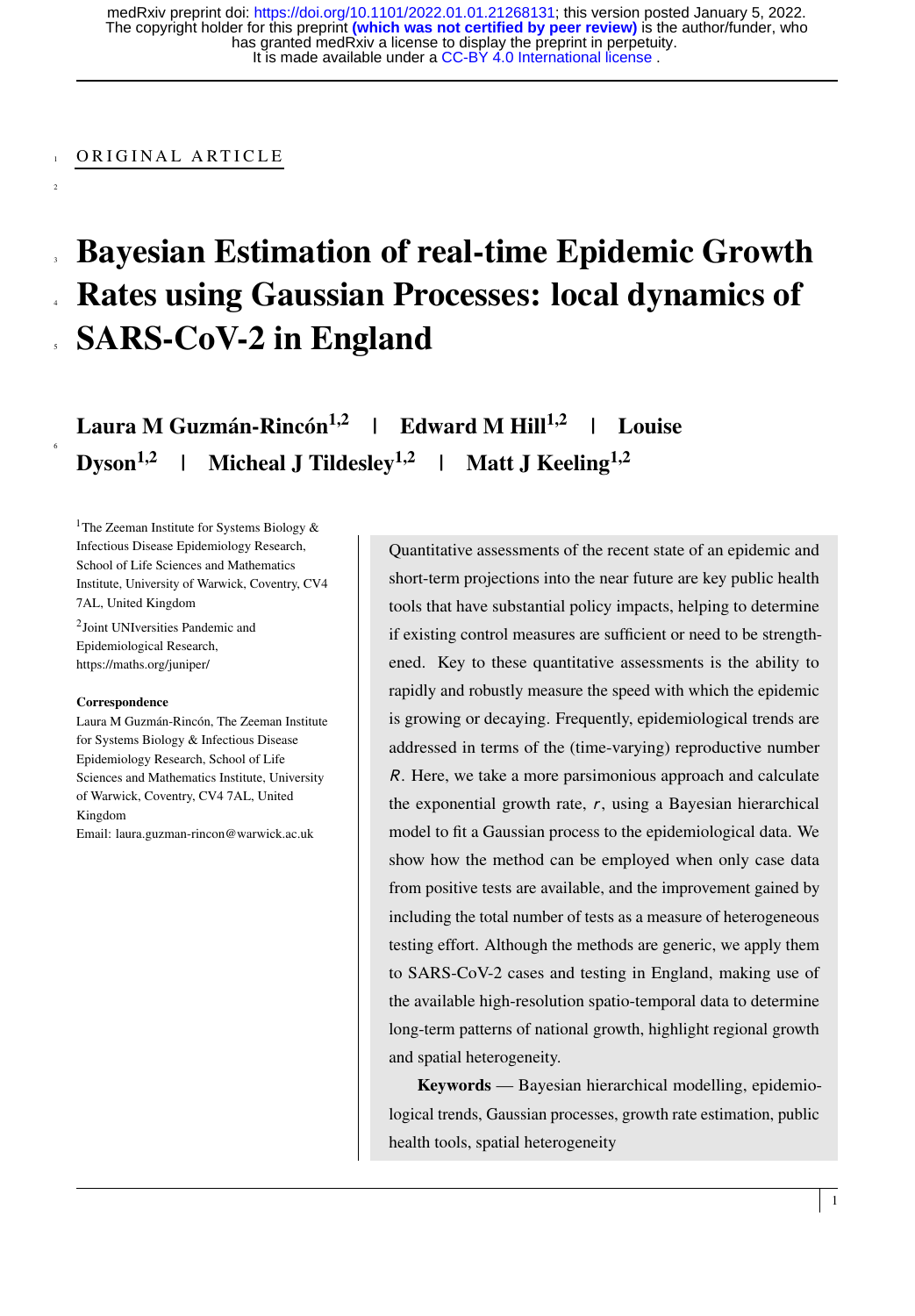ORIGINAL ARTICLE

# Bayesian Estimation of real-time Epidemic Growth Rates using Gaussian Processes: local dynamics of SARS-CoV-2 in England

**Laura M Guzmán-Rincón[1,2] | Edward M Hill[1,2] | Louise Dyson[1,2] | Micheal J Tildesley[1,2] | Matt J Keeling[1,2]**

[1]The Zeeman Institute for Systems Biology & Infectious Disease Epidemiology Research, School of Life Sciences and Mathematics Institute, University of Warwick, Coventry, CV4 7AL, United Kingdom

[2]Joint UNIversities Pandemic and Epidemiological Research, https://maths.org/juniper/

**Correspondence**

Laura M Guzmán-Rincón, The Zeeman Institute for Systems Biology & Infectious Disease Epidemiology Research, School of Life Sciences and Mathematics Institute, University of Warwick, Coventry, CV4 7AL, United Kingdom

Email: laura.guzman-rincon@warwick.ac.uk

Quantitative assessments of the recent state of an epidemic and short-term projections into the near future are key public health tools that have substantial policy impacts, helping to determine if existing control measures are sufficient or need to be strengthened. Key to these quantitative assessments is the ability to rapidly and robustly measure the speed with which the epidemic is growing or decaying. Frequently, epidemiological trends are addressed in terms of the (time-varying) reproductive number $R$. Here, we take a more parsimonious approach and calculate the exponential growth rate, $r$, using a Bayesian hierarchical model to fit a Gaussian process to the epidemiological data. We show how the method can be employed when only case data from positive tests are available, and the improvement gained by including the total number of tests as a measure of heterogeneous testing effort. Although the methods are generic, we apply them to SARS-CoV-2 cases and testing in England, making use of the available high-resolution spatio-temporal data to determine long-term patterns of national growth, highlight regional growth and spatial heterogeneity.

**Keywords** — Bayesian hierarchical modelling, epidemiological trends, Gaussian processes, growth rate estimation, public health tools, spatial heterogeneity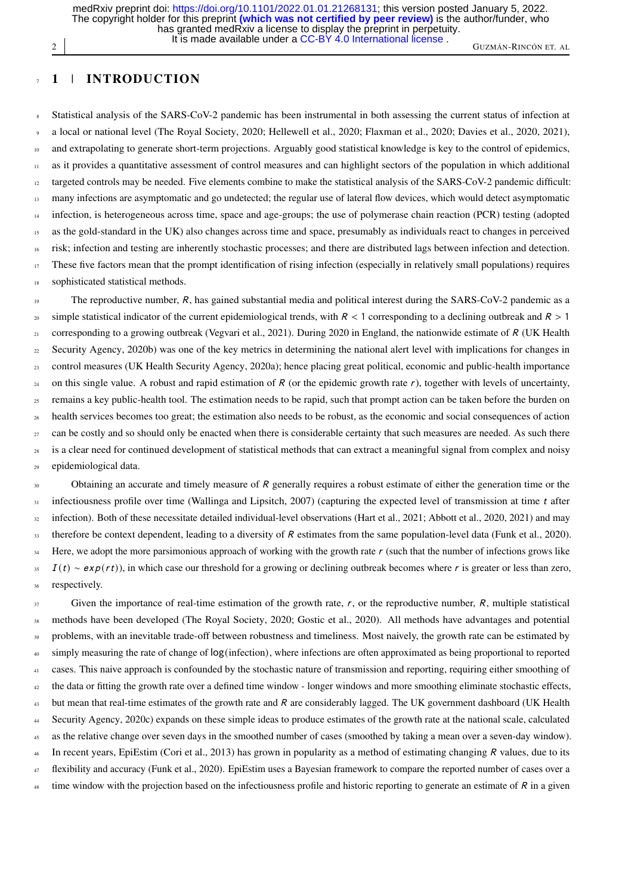## 1 | INTRODUCTION

Statistical analysis of the SARS-CoV-2 pandemic has been instrumental in both assessing the current status of infection at a local or national level (The Royal Society, 2020; Hellewell et al., 2020; Flaxman et al., 2020; Davies et al., 2020, 2021), and extrapolating to generate short-term projections. Arguably good statistical knowledge is key to the control of epidemics, as it provides a quantitative assessment of control measures and can highlight sectors of the population in which additional targeted controls may be needed. Five elements combine to make the statistical analysis of the SARS-CoV-2 pandemic difficult: many infections are asymptomatic and go undetected; the regular use of lateral flow devices, which would detect asymptomatic infection, is heterogeneous across time, space and age-groups; the use of polymerase chain reaction (PCR) testing (adopted as the gold-standard in the UK) also changes across time and space, presumably as individuals react to changes in perceived risk; infection and testing are inherently stochastic processes; and there are distributed lags between infection and detection. These five factors mean that the prompt identification of rising infection (especially in relatively small populations) requires sophisticated statistical methods.

The reproductive number, $R$, has gained substantial media and political interest during the SARS-CoV-2 pandemic as a simple statistical indicator of the current epidemiological trends, with $R < 1$ corresponding to a declining outbreak and $R > 1$ corresponding to a growing outbreak (Vegvari et al., 2021). During 2020 in England, the nationwide estimate of $R$ (UK Health Security Agency, 2020b) was one of the key metrics in determining the national alert level with implications for changes in control measures (UK Health Security Agency, 2020a); hence placing great political, economic and public-health importance on this single value. A robust and rapid estimation of $R$ (or the epidemic growth rate $r$), together with levels of uncertainty, remains a key public-health tool. The estimation needs to be rapid, such that prompt action can be taken before the burden on health services becomes too great; the estimation also needs to be robust, as the economic and social consequences of action can be costly and so should only be enacted when there is considerable certainty that such measures are needed. As such there is a clear need for continued development of statistical methods that can extract a meaningful signal from complex and noisy epidemiological data.

Obtaining an accurate and timely measure of $R$ generally requires a robust estimate of either the generation time or the infectiousness profile over time (Wallinga and Lipsitch, 2007) (capturing the expected level of transmission at time $t$ after infection). Both of these necessitate detailed individual-level observations (Hart et al., 2021; Abbott et al., 2020, 2021) and may therefore be context dependent, leading to a diversity of $R$ estimates from the same population-level data (Funk et al., 2020). Here, we adopt the more parsimonious approach of working with the growth rate $r$ (such that the number of infections grows like $I(t) \sim exp(rt)$), in which case our threshold for a growing or declining outbreak becomes where $r$ is greater or less than zero, respectively.

Given the importance of real-time estimation of the growth rate, $r$, or the reproductive number, $R$, multiple statistical methods have been developed (The Royal Society, 2020; Gostic et al., 2020). All methods have advantages and potential problems, with an inevitable trade-off between robustness and timeliness. Most naively, the growth rate can be estimated by simply measuring the rate of change of $\log(\text{infection})$, where infections are often approximated as being proportional to reported cases. This naive approach is confounded by the stochastic nature of transmission and reporting, requiring either smoothing of the data or fitting the growth rate over a defined time window - longer windows and more smoothing eliminate stochastic effects, but mean that real-time estimates of the growth rate and $R$ are considerably lagged. The UK government dashboard (UK Health Security Agency, 2020c) expands on these simple ideas to produce estimates of the growth rate at the national scale, calculated as the relative change over seven days in the smoothed number of cases (smoothed by taking a mean over a seven-day window). In recent years, EpiEstim (Cori et al., 2013) has grown in popularity as a method of estimating changing $R$ values, due to its flexibility and accuracy (Funk et al., 2020). EpiEstim uses a Bayesian framework to compare the reported number of cases over a time window with the projection based on the infectiousness profile and historic reporting to generate an estimate of $R$ in a given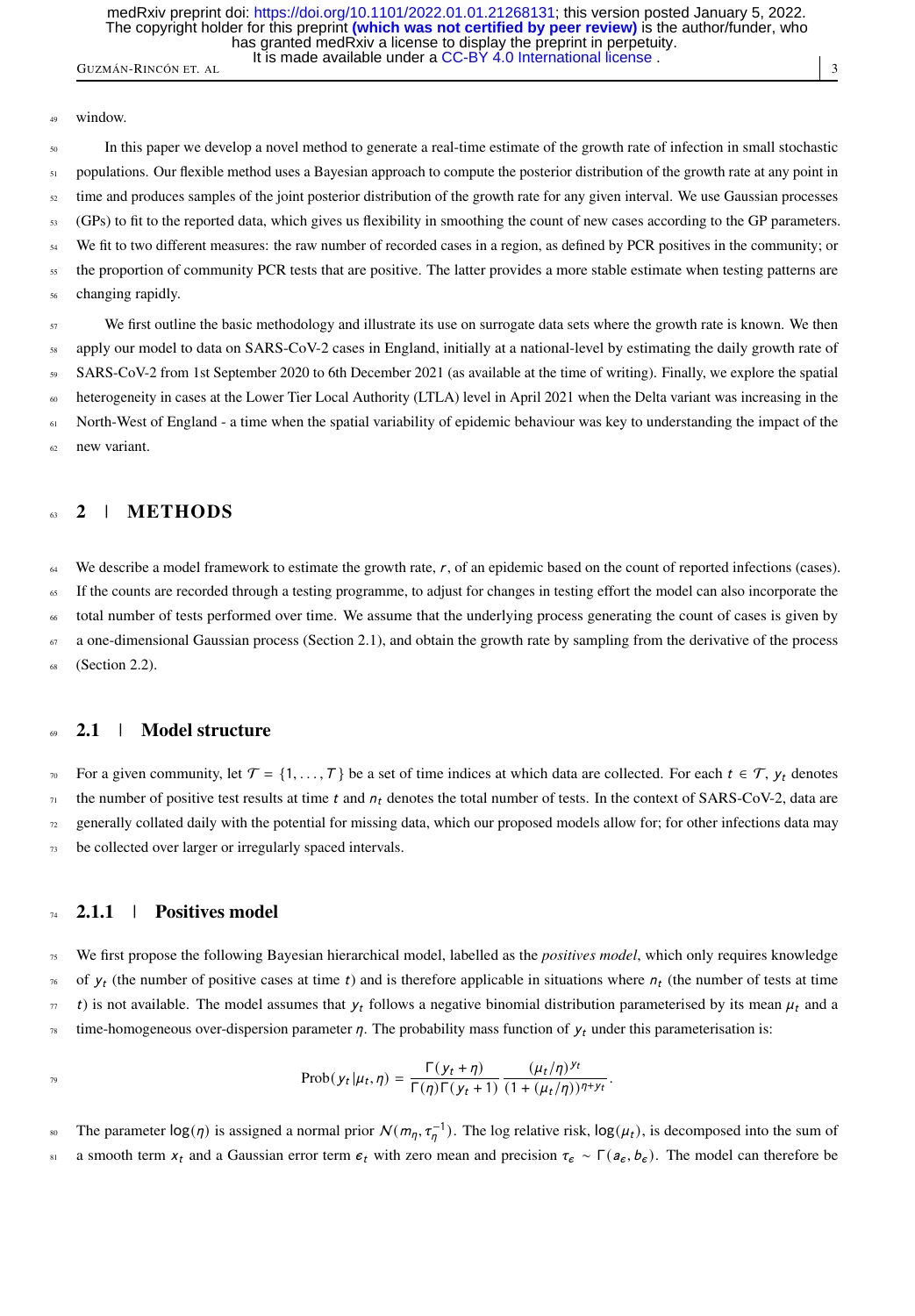window.

In this paper we develop a novel method to generate a real-time estimate of the growth rate of infection in small stochastic populations. Our flexible method uses a Bayesian approach to compute the posterior distribution of the growth rate at any point in time and produces samples of the joint posterior distribution of the growth rate for any given interval. We use Gaussian processes (GPs) to fit to the reported data, which gives us flexibility in smoothing the count of new cases according to the GP parameters. We fit to two different measures: the raw number of recorded cases in a region, as defined by PCR positives in the community; or the proportion of community PCR tests that are positive. The latter provides a more stable estimate when testing patterns are changing rapidly.

We first outline the basic methodology and illustrate its use on surrogate data sets where the growth rate is known. We then apply our model to data on SARS-CoV-2 cases in England, initially at a national-level by estimating the daily growth rate of SARS-CoV-2 from 1st September 2020 to 6th December 2021 (as available at the time of writing). Finally, we explore the spatial heterogeneity in cases at the Lower Tier Local Authority (LTLA) level in April 2021 when the Delta variant was increasing in the North-West of England - a time when the spatial variability of epidemic behaviour was key to understanding the impact of the new variant.

## 2 | METHODS

We describe a model framework to estimate the growth rate, $r$, of an epidemic based on the count of reported infections (cases). If the counts are recorded through a testing programme, to adjust for changes in testing effort the model can also incorporate the total number of tests performed over time. We assume that the underlying process generating the count of cases is given by a one-dimensional Gaussian process (Section 2.1), and obtain the growth rate by sampling from the derivative of the process (Section 2.2).

### 2.1 | Model structure

For a given community, let $\mathcal{T} = \{1, \ldots, T\}$ be a set of time indices at which data are collected. For each $t \in \mathcal{T}$, $y_t$ denotes the number of positive test results at time $t$ and $n_t$ denotes the total number of tests. In the context of SARS-CoV-2, data are generally collated daily with the potential for missing data, which our proposed models allow for; for other infections data may be collected over larger or irregularly spaced intervals.

#### 2.1.1 | Positives model

We first propose the following Bayesian hierarchical model, labelled as the *positives model*, which only requires knowledge of $y_t$ (the number of positive cases at time $t$) and is therefore applicable in situations where $n_t$ (the number of tests at time $t$) is not available. The model assumes that $y_t$ follows a negative binomial distribution parameterised by its mean $\mu_t$ and a time-homogeneous over-dispersion parameter $\eta$. The probability mass function of $y_t$ under this parameterisation is:

$$\text{Prob}(y_t|\mu_t, \eta) = \frac{\Gamma(y_t + \eta)}{\Gamma(\eta)\Gamma(y_t + 1)} \frac{(\mu_t/\eta)^{y_t}}{(1 + (\mu_t/\eta))^{\eta + y_t}}.$$

The parameter $\log(\eta)$ is assigned a normal prior $N(m_\eta, \tau_\eta^{-1})$. The log relative risk, $\log(\mu_t)$, is decomposed into the sum of a smooth term $x_t$ and a Gaussian error term $\epsilon_t$ with zero mean and precision $\tau_\epsilon \sim \Gamma(a_\epsilon, b_\epsilon)$. The model can therefore be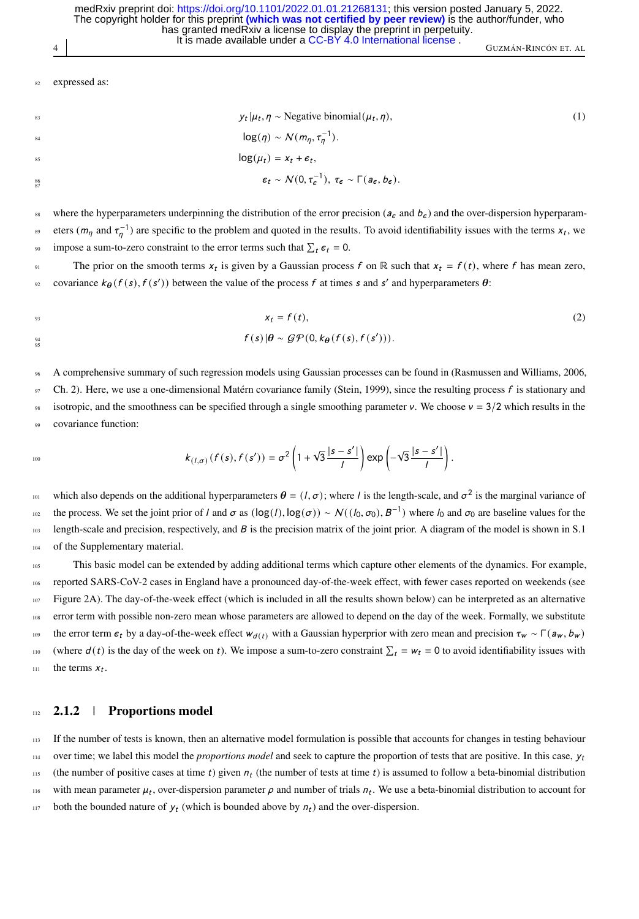expressed as:

$$
\begin{aligned}
y_t|\mu_t,\eta &\sim \text{Negative binomial}(\mu_t,\eta), \qquad (1)\\
\log(\eta) &\sim \mathcal{N}(m_\eta,\tau_\eta^{-1}).\\
\log(\mu_t) &= x_t+\epsilon_t,\\
\epsilon_t &\sim \mathcal{N}(0,\tau_\epsilon^{-1}),\ \tau_\epsilon \sim \Gamma(a_\epsilon,b_\epsilon).
\end{aligned}
$$

where the hyperparameters underpinning the distribution of the error precision ($a_\epsilon$ and $b_\epsilon$) and the over-dispersion hyperparameters ($m_\eta$ and $\tau_\eta^{-1}$) are specific to the problem and quoted in the results. To avoid identifiability issues with the terms $x_t$, we impose a sum-to-zero constraint to the error terms such that $\sum_t \epsilon_t = 0$.

The prior on the smooth terms $x_t$ is given by a Gaussian process $f$ on $\mathbb{R}$ such that $x_t = f(t)$, where $f$ has mean zero, covariance $k_{\boldsymbol{\theta}}(f(s), f(s'))$ between the value of the process $f$ at times $s$ and $s'$ and hyperparameters $\boldsymbol{\theta}$:

$$
\begin{aligned}
x_t &= f(t), \qquad (2)\\
f(s)|\boldsymbol{\theta} &\sim \mathcal{GP}(0, k_{\boldsymbol{\theta}}(f(s), f(s'))).
\end{aligned}
$$

A comprehensive summary of such regression models using Gaussian processes can be found in (Rasmussen and Williams, 2006, Ch. 2). Here, we use a one-dimensional Matérn covariance family (Stein, 1999), since the resulting process $f$ is stationary and isotropic, and the smoothness can be specified through a single smoothing parameter $\nu$. We choose $\nu = 3/2$ which results in the covariance function:

$$
k_{(l,\sigma)}(f(s), f(s')) = \sigma^2 \left(1 + \sqrt{3}\frac{|s-s'|}{l}\right) \exp\left(-\sqrt{3}\frac{|s-s'|}{l}\right).
$$

which also depends on the additional hyperparameters $\boldsymbol{\theta} = (l, \sigma)$; where $l$ is the length-scale, and $\sigma^2$ is the marginal variance of the process. We set the joint prior of $l$ and $\sigma$ as $(\log(l), \log(\sigma)) \sim \mathcal{N}((l_0, \sigma_0), B^{-1})$ where $l_0$ and $\sigma_0$ are baseline values for the length-scale and precision, respectively, and $B$ is the precision matrix of the joint prior. A diagram of the model is shown in S.1 of the Supplementary material.

This basic model can be extended by adding additional terms which capture other elements of the dynamics. For example, reported SARS-CoV-2 cases in England have a pronounced day-of-the-week effect, with fewer cases reported on weekends (see Figure 2A). The day-of-the-week effect (which is included in all the results shown below) can be interpreted as an alternative error term with possible non-zero mean whose parameters are allowed to depend on the day of the week. Formally, we substitute the error term $\epsilon_t$ by a day-of-the-week effect $w_{d(t)}$ with a Gaussian hyperprior with zero mean and precision $\tau_w \sim \Gamma(a_w, b_w)$ (where $d(t)$ is the day of the week on $t$). We impose a sum-to-zero constraint $\sum_t = w_t = 0$ to avoid identifiability issues with the terms $x_t$.

### 2.1.2 | Proportions model

If the number of tests is known, then an alternative model formulation is possible that accounts for changes in testing behaviour over time; we label this model the *proportions model* and seek to capture the proportion of tests that are positive. In this case, $y_t$ (the number of positive cases at time $t$) given $n_t$ (the number of tests at time $t$) is assumed to follow a beta-binomial distribution with mean parameter $\mu_t$, over-dispersion parameter $\rho$ and number of trials $n_t$. We use a beta-binomial distribution to account for both the bounded nature of $y_t$ (which is bounded above by $n_t$) and the over-dispersion.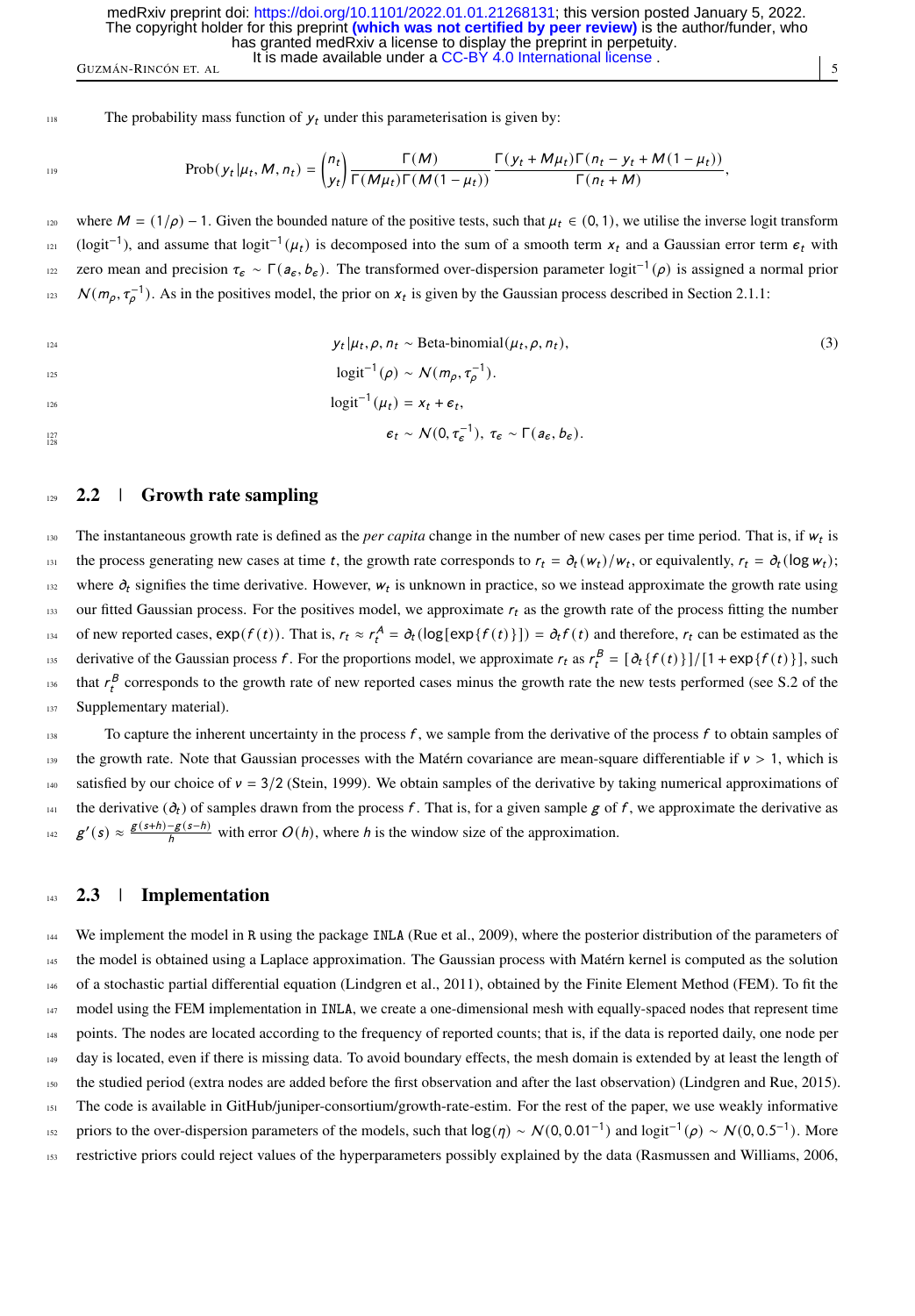The probability mass function of $y_t$ under this parameterisation is given by:

$$\text{Prob}(y_t|\mu_t, M, n_t) = \binom{n_t}{y_t} \frac{\Gamma(M)}{\Gamma(M\mu_t)\Gamma(M(1-\mu_t))} \frac{\Gamma(y_t + M\mu_t)\Gamma(n_t - y_t + M(1-\mu_t))}{\Gamma(n_t + M)},$$

where $M = (1/\rho) - 1$. Given the bounded nature of the positive tests, such that $\mu_t \in (0, 1)$, we utilise the inverse logit transform ($\text{logit}^{-1}$), and assume that $\text{logit}^{-1}(\mu_t)$ is decomposed into the sum of a smooth term $x_t$ and a Gaussian error term $\epsilon_t$ with zero mean and precision $\tau_\epsilon \sim \Gamma(a_\epsilon, b_\epsilon)$. The transformed over-dispersion parameter $\text{logit}^{-1}(\rho)$ is assigned a normal prior $\mathcal{N}(m_\rho, \tau_\rho^{-1})$. As in the positives model, the prior on $x_t$ is given by the Gaussian process described in Section 2.1.1:

$$\begin{aligned} y_t|\mu_t, \rho, n_t &\sim \text{Beta-binomial}(\mu_t, \rho, n_t), \\ \text{logit}^{-1}(\rho) &\sim \mathcal{N}(m_\rho, \tau_\rho^{-1}). \\ \text{logit}^{-1}(\mu_t) &= x_t + \epsilon_t, \\ \epsilon_t &\sim \mathcal{N}(0, \tau_\epsilon^{-1}),\ \tau_\epsilon \sim \Gamma(a_\epsilon, b_\epsilon). \end{aligned} \tag{3}$$

## 2.2 | Growth rate sampling

The instantaneous growth rate is defined as the *per capita* change in the number of new cases per time period. That is, if $w_t$ is the process generating new cases at time $t$, the growth rate corresponds to $r_t = \partial_t(w_t)/w_t$, or equivalently, $r_t = \partial_t(\log w_t)$; where $\partial_t$ signifies the time derivative. However, $w_t$ is unknown in practice, so we instead approximate the growth rate using our fitted Gaussian process. For the positives model, we approximate $r_t$ as the growth rate of the process fitting the number of new reported cases, $\exp(f(t))$. That is, $r_t \approx r_t^A = \partial_t(\log[\exp\{f(t)\}]) = \partial_t f(t)$ and therefore, $r_t$ can be estimated as the derivative of the Gaussian process $f$. For the proportions model, we approximate $r_t$ as $r_t^B = [\partial_t\{f(t)\}]/[1 + \exp\{f(t)\}]$, such that $r_t^B$ corresponds to the growth rate of new reported cases minus the growth rate the new tests performed (see S.2 of the Supplementary material).

To capture the inherent uncertainty in the process $f$, we sample from the derivative of the process $f$ to obtain samples of the growth rate. Note that Gaussian processes with the Matérn covariance are mean-square differentiable if $\nu > 1$, which is satisfied by our choice of $\nu = 3/2$ (Stein, 1999). We obtain samples of the derivative by taking numerical approximations of the derivative ($\partial_t$) of samples drawn from the process $f$. That is, for a given sample $g$ of $f$, we approximate the derivative as $g'(s) \approx \frac{g(s+h)-g(s-h)}{h}$ with error $O(h)$, where $h$ is the window size of the approximation.

## 2.3 | Implementation

We implement the model in R using the package INLA (Rue et al., 2009), where the posterior distribution of the parameters of the model is obtained using a Laplace approximation. The Gaussian process with Matérn kernel is computed as the solution of a stochastic partial differential equation (Lindgren et al., 2011), obtained by the Finite Element Method (FEM). To fit the model using the FEM implementation in INLA, we create a one-dimensional mesh with equally-spaced nodes that represent time points. The nodes are located according to the frequency of reported counts; that is, if the data is reported daily, one node per day is located, even if there is missing data. To avoid boundary effects, the mesh domain is extended by at least the length of the studied period (extra nodes are added before the first observation and after the last observation) (Lindgren and Rue, 2015). The code is available in GitHub/juniper-consortium/growth-rate-estim. For the rest of the paper, we use weakly informative priors to the over-dispersion parameters of the models, such that $\log(\eta) \sim \mathcal{N}(0, 0.01^{-1})$ and $\text{logit}^{-1}(\rho) \sim \mathcal{N}(0, 0.5^{-1})$. More restrictive priors could reject values of the hyperparameters possibly explained by the data (Rasmussen and Williams, 2006,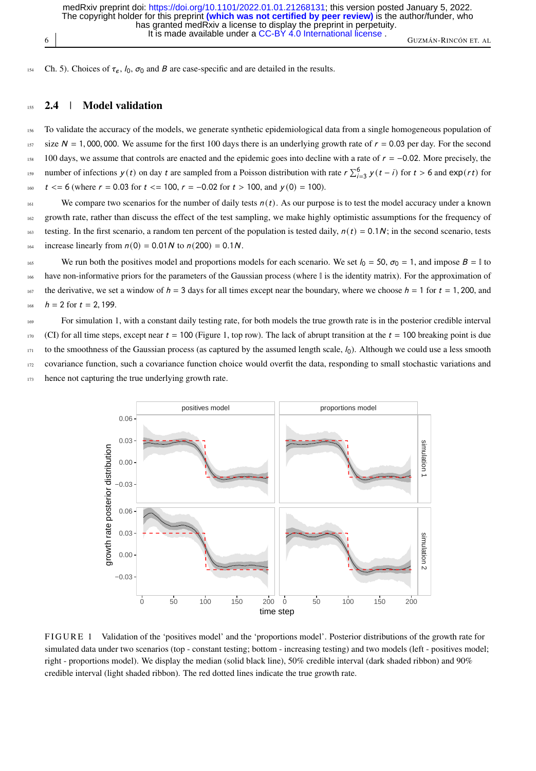Ch. 5). Choices of $\tau_\epsilon$, $l_0$, $\sigma_0$ and $B$ are case-specific and are detailed in the results.

## 2.4 | Model validation

To validate the accuracy of the models, we generate synthetic epidemiological data from a single homogeneous population of size $N = 1,000,000$. We assume for the first 100 days there is an underlying growth rate of $r = 0.03$ per day. For the second 100 days, we assume that controls are enacted and the epidemic goes into decline with a rate of $r = -0.02$. More precisely, the number of infections $y(t)$ on day $t$ are sampled from a Poisson distribution with rate $r \sum_{i=3}^{6} y(t-i)$ for $t > 6$ and $\exp(rt)$ for $t <= 6$ (where $r = 0.03$ for $t <= 100$, $r = -0.02$ for $t > 100$, and $y(0) = 100$).

We compare two scenarios for the number of daily tests $n(t)$. As our purpose is to test the model accuracy under a known growth rate, rather than discuss the effect of the test sampling, we make highly optimistic assumptions for the frequency of testing. In the first scenario, a random ten percent of the population is tested daily, $n(t) = 0.1N$; in the second scenario, tests increase linearly from $n(0) = 0.01N$ to $n(200) = 0.1N$.

We run both the positives model and proportions models for each scenario. We set $l_0 = 50$, $\sigma_0 = 1$, and impose $B = \mathbb{I}$ to have non-informative priors for the parameters of the Gaussian process (where $\mathbb{I}$ is the identity matrix). For the approximation of the derivative, we set a window of $h = 3$ days for all times except near the boundary, where we choose $h = 1$ for $t = 1, 200$, and $h = 2$ for $t = 2, 199$.

For simulation 1, with a constant daily testing rate, for both models the true growth rate is in the posterior credible interval (CI) for all time steps, except near $t = 100$ (Figure 1, top row). The lack of abrupt transition at the $t = 100$ breaking point is due to the smoothness of the Gaussian process (as captured by the assumed length scale, $l_0$). Although we could use a less smooth covariance function, such a covariance function choice would overfit the data, responding to small stochastic variations and hence not capturing the true underlying growth rate.

FIGURE 1 Validation of the 'positives model' and the 'proportions model'. Posterior distributions of the growth rate for simulated data under two scenarios (top - constant testing; bottom - increasing testing) and two models (left - positives model; right - proportions model). We display the median (solid black line), 50% credible interval (dark shaded ribbon) and 90% credible interval (light shaded ribbon). The red dotted lines indicate the true growth rate.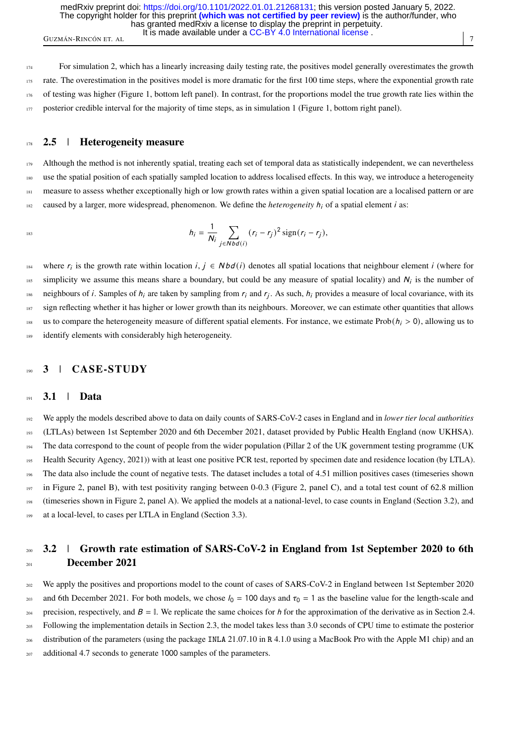For simulation 2, which has a linearly increasing daily testing rate, the positives model generally overestimates the growth rate. The overestimation in the positives model is more dramatic for the first 100 time steps, where the exponential growth rate of testing was higher (Figure 1, bottom left panel). In contrast, for the proportions model the true growth rate lies within the posterior credible interval for the majority of time steps, as in simulation 1 (Figure 1, bottom right panel).

## 2.5 | Heterogeneity measure

Although the method is not inherently spatial, treating each set of temporal data as statistically independent, we can nevertheless use the spatial position of each spatially sampled location to address localised effects. In this way, we introduce a heterogeneity measure to assess whether exceptionally high or low growth rates within a given spatial location are a localised pattern or are caused by a larger, more widespread, phenomenon. We define the *heterogeneity* $h_i$ of a spatial element $i$ as:

$$h_i = \frac{1}{N_i} \sum_{j \in Nbd(i)} (r_i - r_j)^2 \operatorname{sign}(r_i - r_j),$$

where $r_i$ is the growth rate within location $i$, $j \in Nbd(i)$ denotes all spatial locations that neighbour element $i$ (where for simplicity we assume this means share a boundary, but could be any measure of spatial locality) and $N_i$ is the number of neighbours of $i$. Samples of $h_i$ are taken by sampling from $r_i$ and $r_j$. As such, $h_i$ provides a measure of local covariance, with its sign reflecting whether it has higher or lower growth than its neighbours. Moreover, we can estimate other quantities that allows us to compare the heterogeneity measure of different spatial elements. For instance, we estimate $\text{Prob}(h_i > 0)$, allowing us to identify elements with considerably high heterogeneity.

# 3 | CASE-STUDY

## 3.1 | Data

We apply the models described above to data on daily counts of SARS-CoV-2 cases in England and in *lower tier local authorities* (LTLAs) between 1st September 2020 and 6th December 2021, dataset provided by Public Health England (now UKHSA). The data correspond to the count of people from the wider population (Pillar 2 of the UK government testing programme (UK Health Security Agency, 2021)) with at least one positive PCR test, reported by specimen date and residence location (by LTLA). The data also include the count of negative tests. The dataset includes a total of 4.51 million positives cases (timeseries shown in Figure 2, panel B), with test positivity ranging between 0-0.3 (Figure 2, panel C), and a total test count of 62.8 million (timeseries shown in Figure 2, panel A). We applied the models at a national-level, to case counts in England (Section 3.2), and at a local-level, to cases per LTLA in England (Section 3.3).

## 3.2 | Growth rate estimation of SARS-CoV-2 in England from 1st September 2020 to 6th December 2021

We apply the positives and proportions model to the count of cases of SARS-CoV-2 in England between 1st September 2020 and 6th December 2021. For both models, we chose $l_0 = 100$ days and $\tau_0 = 1$ as the baseline value for the length-scale and precision, respectively, and $B = \mathbb{I}$. We replicate the same choices for $h$ for the approximation of the derivative as in Section 2.4. Following the implementation details in Section 2.3, the model takes less than 3.0 seconds of CPU time to estimate the posterior distribution of the parameters (using the package `INLA` 21.07.10 in `R` 4.1.0 using a MacBook Pro with the Apple M1 chip) and an additional 4.7 seconds to generate 1000 samples of the parameters.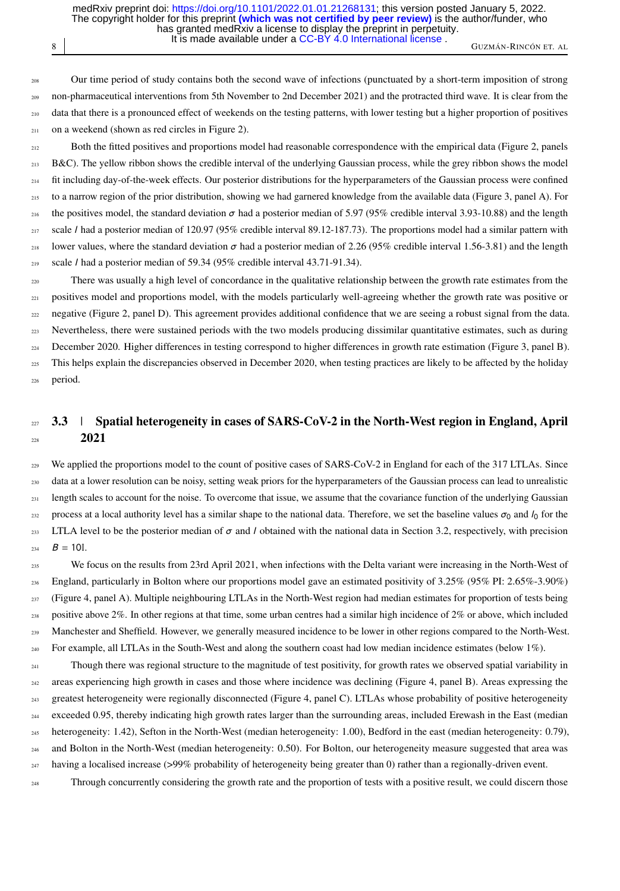Our time period of study contains both the second wave of infections (punctuated by a short-term imposition of strong non-pharmaceutical interventions from 5th November to 2nd December 2021) and the protracted third wave. It is clear from the data that there is a pronounced effect of weekends on the testing patterns, with lower testing but a higher proportion of positives on a weekend (shown as red circles in Figure 2).

Both the fitted positives and proportions model had reasonable correspondence with the empirical data (Figure 2, panels B&C). The yellow ribbon shows the credible interval of the underlying Gaussian process, while the grey ribbon shows the model fit including day-of-the-week effects. Our posterior distributions for the hyperparameters of the Gaussian process were confined to a narrow region of the prior distribution, showing we had garnered knowledge from the available data (Figure 3, panel A). For the positives model, the standard deviation $\sigma$ had a posterior median of 5.97 (95% credible interval 3.93-10.88) and the length scale $l$ had a posterior median of 120.97 (95% credible interval 89.12-187.73). The proportions model had a similar pattern with lower values, where the standard deviation $\sigma$ had a posterior median of 2.26 (95% credible interval 1.56-3.81) and the length scale $l$ had a posterior median of 59.34 (95% credible interval 43.71-91.34).

There was usually a high level of concordance in the qualitative relationship between the growth rate estimates from the positives model and proportions model, with the models particularly well-agreeing whether the growth rate was positive or negative (Figure 2, panel D). This agreement provides additional confidence that we are seeing a robust signal from the data. Nevertheless, there were sustained periods with the two models producing dissimilar quantitative estimates, such as during December 2020. Higher differences in testing correspond to higher differences in growth rate estimation (Figure 3, panel B). This helps explain the discrepancies observed in December 2020, when testing practices are likely to be affected by the holiday period.

## 3.3 | Spatial heterogeneity in cases of SARS-CoV-2 in the North-West region in England, April 2021

We applied the proportions model to the count of positive cases of SARS-CoV-2 in England for each of the 317 LTLAs. Since data at a lower resolution can be noisy, setting weak priors for the hyperparameters of the Gaussian process can lead to unrealistic length scales to account for the noise. To overcome that issue, we assume that the covariance function of the underlying Gaussian process at a local authority level has a similar shape to the national data. Therefore, we set the baseline values $\sigma_0$ and $l_0$ for the LTLA level to be the posterior median of $\sigma$ and $l$ obtained with the national data in Section 3.2, respectively, with precision $B = 10\mathbb{I}$.

We focus on the results from 23rd April 2021, when infections with the Delta variant were increasing in the North-West of England, particularly in Bolton where our proportions model gave an estimated positivity of 3.25% (95% PI: 2.65%-3.90%) (Figure 4, panel A). Multiple neighbouring LTLAs in the North-West region had median estimates for proportion of tests being positive above 2%. In other regions at that time, some urban centres had a similar high incidence of 2% or above, which included Manchester and Sheffield. However, we generally measured incidence to be lower in other regions compared to the North-West. For example, all LTLAs in the South-West and along the southern coast had low median incidence estimates (below 1%).

Though there was regional structure to the magnitude of test positivity, for growth rates we observed spatial variability in areas experiencing high growth in cases and those where incidence was declining (Figure 4, panel B). Areas expressing the greatest heterogeneity were regionally disconnected (Figure 4, panel C). LTLAs whose probability of positive heterogeneity exceeded 0.95, thereby indicating high growth rates larger than the surrounding areas, included Erewash in the East (median heterogeneity: 1.42), Sefton in the North-West (median heterogeneity: 1.00), Bedford in the east (median heterogeneity: 0.79), and Bolton in the North-West (median heterogeneity: 0.50). For Bolton, our heterogeneity measure suggested that area was having a localised increase (>99% probability of heterogeneity being greater than 0) rather than a regionally-driven event.

Through concurrently considering the growth rate and the proportion of tests with a positive result, we could discern those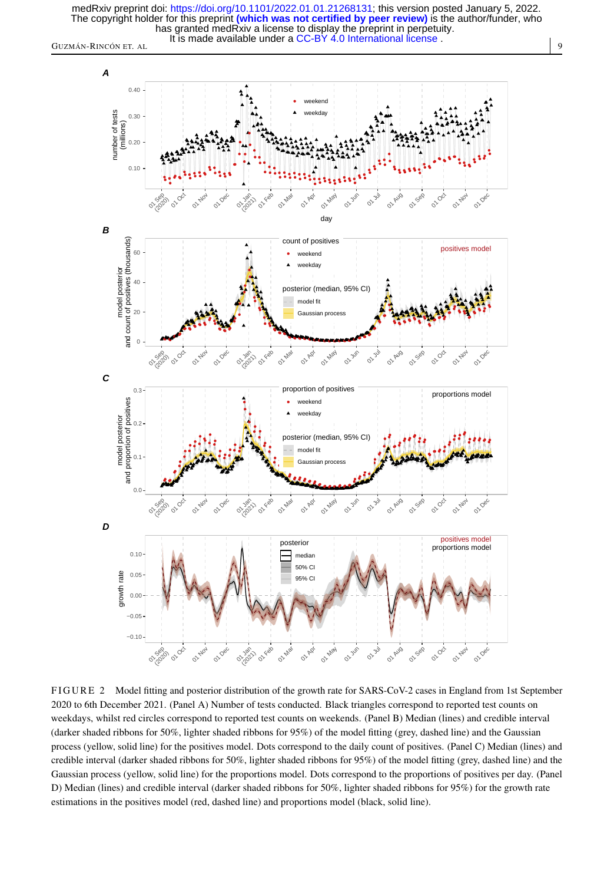FIGURE 2 Model fitting and posterior distribution of the growth rate for SARS-CoV-2 cases in England from 1st September 2020 to 6th December 2021. (Panel A) Number of tests conducted. Black triangles correspond to reported test counts on weekdays, whilst red circles correspond to reported test counts on weekends. (Panel B) Median (lines) and credible interval (darker shaded ribbons for 50%, lighter shaded ribbons for 95%) of the model fitting (grey, dashed line) and the Gaussian process (yellow, solid line) for the positives model. Dots correspond to the daily count of positives. (Panel C) Median (lines) and credible interval (darker shaded ribbons for 50%, lighter shaded ribbons for 95%) of the model fitting (grey, dashed line) and the Gaussian process (yellow, solid line) for the proportions model. Dots correspond to the proportions of positives per day. (Panel D) Median (lines) and credible interval (darker shaded ribbons for 50%, lighter shaded ribbons for 95%) for the growth rate estimations in the positives model (red, dashed line) and proportions model (black, solid line).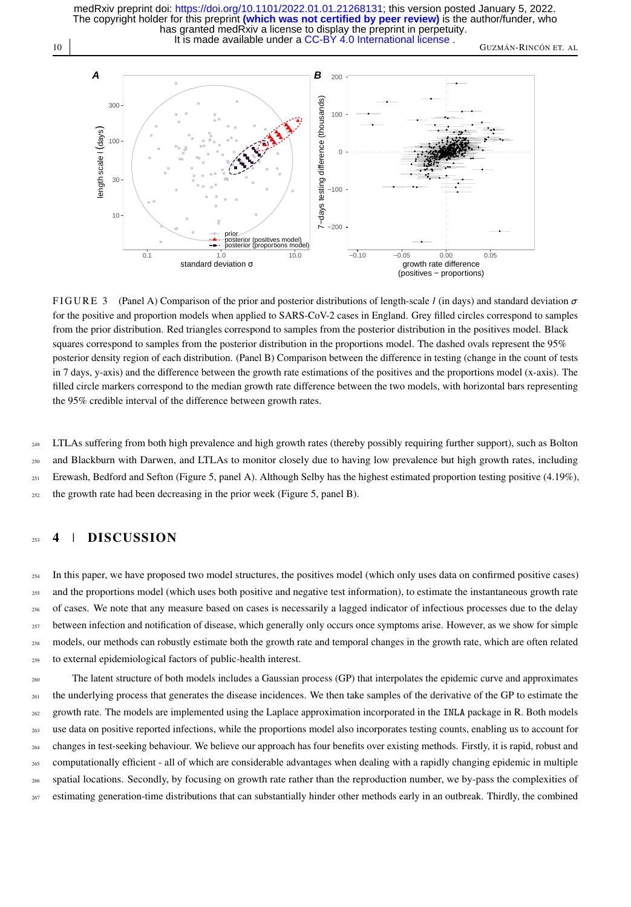FIGURE 3 (Panel A) Comparison of the prior and posterior distributions of length-scale $l$ (in days) and standard deviation $\sigma$ for the positive and proportion models when applied to SARS-CoV-2 cases in England. Grey filled circles correspond to samples from the prior distribution. Red triangles correspond to samples from the posterior distribution in the positives model. Black squares correspond to samples from the posterior distribution in the proportions model. The dashed ovals represent the 95% posterior density region of each distribution. (Panel B) Comparison between the difference in testing (change in the count of tests in 7 days, y-axis) and the difference between the growth rate estimations of the positives and the proportions model (x-axis). The filled circle markers correspond to the median growth rate difference between the two models, with horizontal bars representing the 95% credible interval of the difference between growth rates.

LTLAs suffering from both high prevalence and high growth rates (thereby possibly requiring further support), such as Bolton and Blackburn with Darwen, and LTLAs to monitor closely due to having low prevalence but high growth rates, including Erewash, Bedford and Sefton (Figure 5, panel A). Although Selby has the highest estimated proportion testing positive (4.19%), the growth rate had been decreasing in the prior week (Figure 5, panel B).

# 4 | DISCUSSION

In this paper, we have proposed two model structures, the positives model (which only uses data on confirmed positive cases) and the proportions model (which uses both positive and negative test information), to estimate the instantaneous growth rate of cases. We note that any measure based on cases is necessarily a lagged indicator of infectious processes due to the delay between infection and notification of disease, which generally only occurs once symptoms arise. However, as we show for simple models, our methods can robustly estimate both the growth rate and temporal changes in the growth rate, which are often related to external epidemiological factors of public-health interest.

The latent structure of both models includes a Gaussian process (GP) that interpolates the epidemic curve and approximates the underlying process that generates the disease incidences. We then take samples of the derivative of the GP to estimate the growth rate. The models are implemented using the Laplace approximation incorporated in the INLA package in R. Both models use data on positive reported infections, while the proportions model also incorporates testing counts, enabling us to account for changes in test-seeking behaviour. We believe our approach has four benefits over existing methods. Firstly, it is rapid, robust and computationally efficient - all of which are considerable advantages when dealing with a rapidly changing epidemic in multiple spatial locations. Secondly, by focusing on growth rate rather than the reproduction number, we by-pass the complexities of estimating generation-time distributions that can substantially hinder other methods early in an outbreak. Thirdly, the combined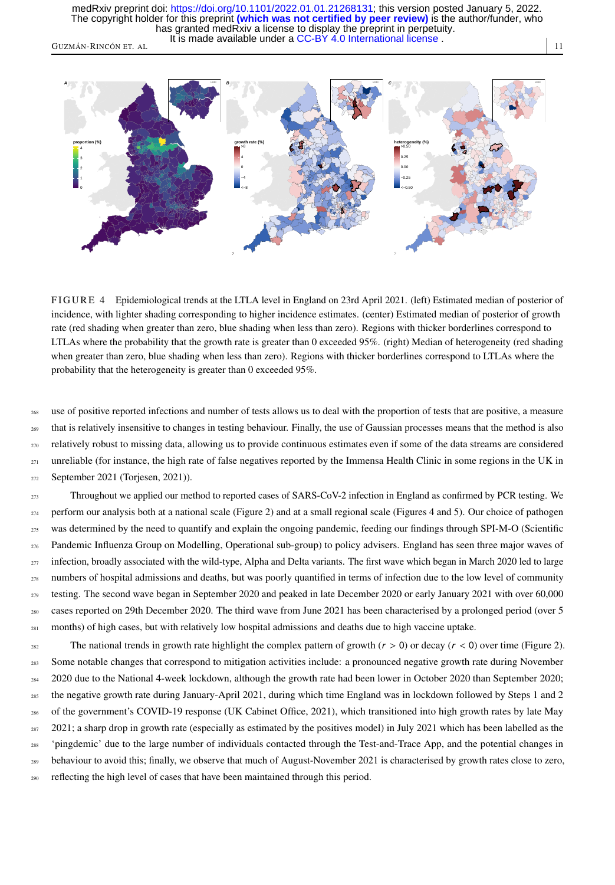FIGURE 4 Epidemiological trends at the LTLA level in England on 23rd April 2021. (left) Estimated median of posterior of incidence, with lighter shading corresponding to higher incidence estimates. (center) Estimated median of posterior of growth rate (red shading when greater than zero, blue shading when less than zero). Regions with thicker borderlines correspond to LTLAs where the probability that the growth rate is greater than 0 exceeded 95%. (right) Median of heterogeneity (red shading when greater than zero, blue shading when less than zero). Regions with thicker borderlines correspond to LTLAs where the probability that the heterogeneity is greater than 0 exceeded 95%.

use of positive reported infections and number of tests allows us to deal with the proportion of tests that are positive, a measure that is relatively insensitive to changes in testing behaviour. Finally, the use of Gaussian processes means that the method is also relatively robust to missing data, allowing us to provide continuous estimates even if some of the data streams are considered unreliable (for instance, the high rate of false negatives reported by the Immensa Health Clinic in some regions in the UK in September 2021 (Torjesen, 2021)).

Throughout we applied our method to reported cases of SARS-CoV-2 infection in England as confirmed by PCR testing. We perform our analysis both at a national scale (Figure 2) and at a small regional scale (Figures 4 and 5). Our choice of pathogen was determined by the need to quantify and explain the ongoing pandemic, feeding our findings through SPI-M-O (Scientific Pandemic Influenza Group on Modelling, Operational sub-group) to policy advisers. England has seen three major waves of infection, broadly associated with the wild-type, Alpha and Delta variants. The first wave which began in March 2020 led to large numbers of hospital admissions and deaths, but was poorly quantified in terms of infection due to the low level of community testing. The second wave began in September 2020 and peaked in late December 2020 or early January 2021 with over 60,000 cases reported on 29th December 2020. The third wave from June 2021 has been characterised by a prolonged period (over 5 months) of high cases, but with relatively low hospital admissions and deaths due to high vaccine uptake.

The national trends in growth rate highlight the complex pattern of growth ($r > 0$) or decay ($r < 0$) over time (Figure 2). Some notable changes that correspond to mitigation activities include: a pronounced negative growth rate during November 2020 due to the National 4-week lockdown, although the growth rate had been lower in October 2020 than September 2020; the negative growth rate during January-April 2021, during which time England was in lockdown followed by Steps 1 and 2 of the government's COVID-19 response (UK Cabinet Office, 2021), which transitioned into high growth rates by late May 2021; a sharp drop in growth rate (especially as estimated by the positives model) in July 2021 which has been labelled as the 'pingdemic' due to the large number of individuals contacted through the Test-and-Trace App, and the potential changes in behaviour to avoid this; finally, we observe that much of August-November 2021 is characterised by growth rates close to zero, reflecting the high level of cases that have been maintained through this period.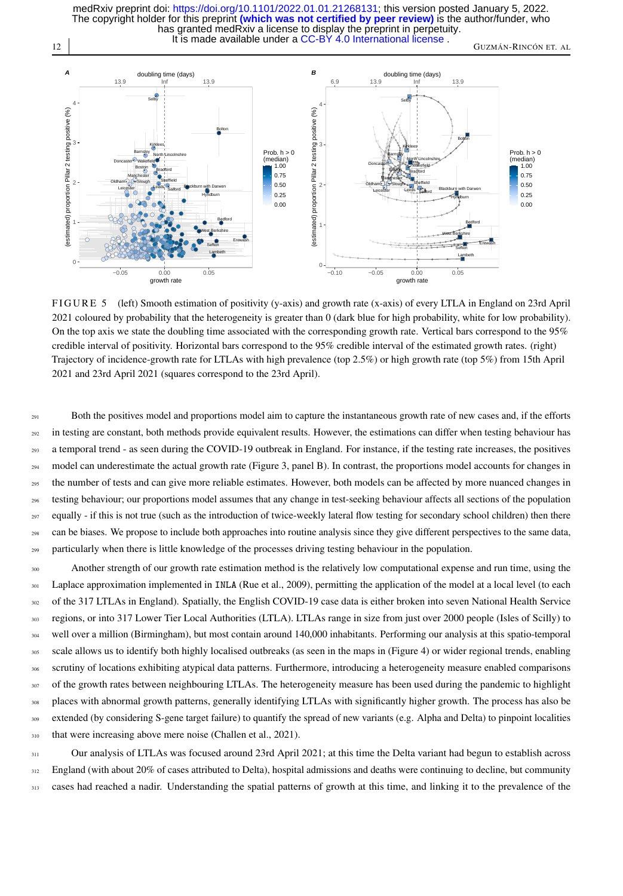FIGURE 5 (left) Smooth estimation of positivity (y-axis) and growth rate (x-axis) of every LTLA in England on 23rd April 2021 coloured by probability that the heterogeneity is greater than 0 (dark blue for high probability, white for low probability). On the top axis we state the doubling time associated with the corresponding growth rate. Vertical bars correspond to the 95% credible interval of positivity. Horizontal bars correspond to the 95% credible interval of the estimated growth rates. (right) Trajectory of incidence-growth rate for LTLAs with high prevalence (top 2.5%) or high growth rate (top 5%) from 15th April 2021 and 23rd April 2021 (squares correspond to the 23rd April).

Both the positives model and proportions model aim to capture the instantaneous growth rate of new cases and, if the efforts in testing are constant, both methods provide equivalent results. However, the estimations can differ when testing behaviour has a temporal trend - as seen during the COVID-19 outbreak in England. For instance, if the testing rate increases, the positives model can underestimate the actual growth rate (Figure 3, panel B). In contrast, the proportions model accounts for changes in the number of tests and can give more reliable estimates. However, both models can be affected by more nuanced changes in testing behaviour; our proportions model assumes that any change in test-seeking behaviour affects all sections of the population equally - if this is not true (such as the introduction of twice-weekly lateral flow testing for secondary school children) then there can be biases. We propose to include both approaches into routine analysis since they give different perspectives to the same data, particularly when there is little knowledge of the processes driving testing behaviour in the population.

Another strength of our growth rate estimation method is the relatively low computational expense and run time, using the Laplace approximation implemented in `INLA` (Rue et al., 2009), permitting the application of the model at a local level (to each of the 317 LTLAs in England). Spatially, the English COVID-19 case data is either broken into seven National Health Service regions, or into 317 Lower Tier Local Authorities (LTLA). LTLAs range in size from just over 2000 people (Isles of Scilly) to well over a million (Birmingham), but most contain around 140,000 inhabitants. Performing our analysis at this spatio-temporal scale allows us to identify both highly localised outbreaks (as seen in the maps in (Figure 4) or wider regional trends, enabling scrutiny of locations exhibiting atypical data patterns. Furthermore, introducing a heterogeneity measure enabled comparisons of the growth rates between neighbouring LTLAs. The heterogeneity measure has been used during the pandemic to highlight places with abnormal growth patterns, generally identifying LTLAs with significantly higher growth. The process has also be extended (by considering S-gene target failure) to quantify the spread of new variants (e.g. Alpha and Delta) to pinpoint localities that were increasing above mere noise (Challen et al., 2021).

Our analysis of LTLAs was focused around 23rd April 2021; at this time the Delta variant had begun to establish across England (with about 20% of cases attributed to Delta), hospital admissions and deaths were continuing to decline, but community cases had reached a nadir. Understanding the spatial patterns of growth at this time, and linking it to the prevalence of the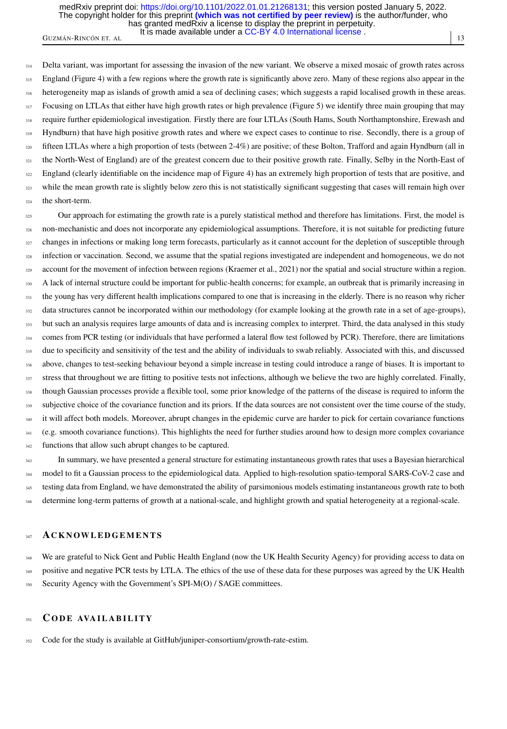Delta variant, was important for assessing the invasion of the new variant. We observe a mixed mosaic of growth rates across England (Figure 4) with a few regions where the growth rate is significantly above zero. Many of these regions also appear in the heterogeneity map as islands of growth amid a sea of declining cases; which suggests a rapid localised growth in these areas. Focusing on LTLAs that either have high growth rates or high prevalence (Figure 5) we identify three main grouping that may require further epidemiological investigation. Firstly there are four LTLAs (South Hams, South Northamptonshire, Erewash and Hyndburn) that have high positive growth rates and where we expect cases to continue to rise. Secondly, there is a group of fifteen LTLAs where a high proportion of tests (between 2-4%) are positive; of these Bolton, Trafford and again Hyndburn (all in the North-West of England) are of the greatest concern due to their positive growth rate. Finally, Selby in the North-East of England (clearly identifiable on the incidence map of Figure 4) has an extremely high proportion of tests that are positive, and while the mean growth rate is slightly below zero this is not statistically significant suggesting that cases will remain high over the short-term.

Our approach for estimating the growth rate is a purely statistical method and therefore has limitations. First, the model is non-mechanistic and does not incorporate any epidemiological assumptions. Therefore, it is not suitable for predicting future changes in infections or making long term forecasts, particularly as it cannot account for the depletion of susceptible through infection or vaccination. Second, we assume that the spatial regions investigated are independent and homogeneous, we do not account for the movement of infection between regions (Kraemer et al., 2021) nor the spatial and social structure within a region. A lack of internal structure could be important for public-health concerns; for example, an outbreak that is primarily increasing in the young has very different health implications compared to one that is increasing in the elderly. There is no reason why richer data structures cannot be incorporated within our methodology (for example looking at the growth rate in a set of age-groups), but such an analysis requires large amounts of data and is increasing complex to interpret. Third, the data analysed in this study comes from PCR testing (or individuals that have performed a lateral flow test followed by PCR). Therefore, there are limitations due to specificity and sensitivity of the test and the ability of individuals to swab reliably. Associated with this, and discussed above, changes to test-seeking behaviour beyond a simple increase in testing could introduce a range of biases. It is important to stress that throughout we are fitting to positive tests not infections, although we believe the two are highly correlated. Finally, though Gaussian processes provide a flexible tool, some prior knowledge of the patterns of the disease is required to inform the subjective choice of the covariance function and its priors. If the data sources are not consistent over the time course of the study, it will affect both models. Moreover, abrupt changes in the epidemic curve are harder to pick for certain covariance functions (e.g. smooth covariance functions). This highlights the need for further studies around how to design more complex covariance functions that allow such abrupt changes to be captured.

In summary, we have presented a general structure for estimating instantaneous growth rates that uses a Bayesian hierarchical model to fit a Gaussian process to the epidemiological data. Applied to high-resolution spatio-temporal SARS-CoV-2 case and testing data from England, we have demonstrated the ability of parsimonious models estimating instantaneous growth rate to both determine long-term patterns of growth at a national-scale, and highlight growth and spatial heterogeneity at a regional-scale.

## ACKNOWLEDGEMENTS

We are grateful to Nick Gent and Public Health England (now the UK Health Security Agency) for providing access to data on positive and negative PCR tests by LTLA. The ethics of the use of these data for these purposes was agreed by the UK Health Security Agency with the Government's SPI-M(O) / SAGE committees.

## CODE AVAILABILITY

Code for the study is available at GitHub/juniper-consortium/growth-rate-estim.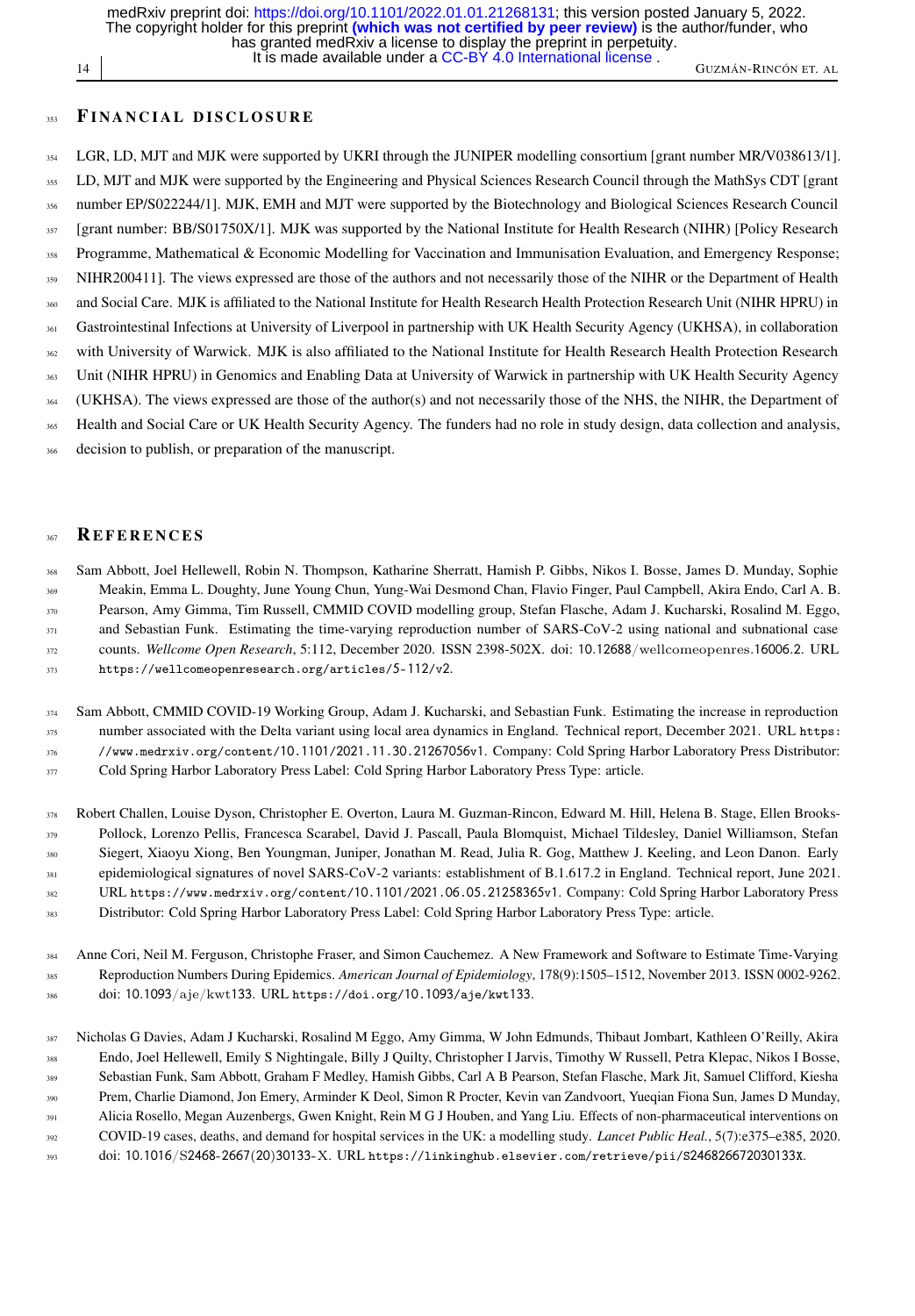## Financial disclosure

LGR, LD, MJT and MJK were supported by UKRI through the JUNIPER modelling consortium [grant number MR/V038613/1]. LD, MJT and MJK were supported by the Engineering and Physical Sciences Research Council through the MathSys CDT [grant number EP/S022244/1]. MJK, EMH and MJT were supported by the Biotechnology and Biological Sciences Research Council [grant number: BB/S01750X/1]. MJK was supported by the National Institute for Health Research (NIHR) [Policy Research Programme, Mathematical & Economic Modelling for Vaccination and Immunisation Evaluation, and Emergency Response; NIHR200411]. The views expressed are those of the authors and not necessarily those of the NIHR or the Department of Health and Social Care. MJK is affiliated to the National Institute for Health Research Health Protection Research Unit (NIHR HPRU) in Gastrointestinal Infections at University of Liverpool in partnership with UK Health Security Agency (UKHSA), in collaboration with University of Warwick. MJK is also affiliated to the National Institute for Health Research Health Protection Research Unit (NIHR HPRU) in Genomics and Enabling Data at University of Warwick in partnership with UK Health Security Agency (UKHSA). The views expressed are those of the author(s) and not necessarily those of the NHS, the NIHR, the Department of Health and Social Care or UK Health Security Agency. The funders had no role in study design, data collection and analysis, decision to publish, or preparation of the manuscript.

## References

Sam Abbott, Joel Hellewell, Robin N. Thompson, Katharine Sherratt, Hamish P. Gibbs, Nikos I. Bosse, James D. Munday, Sophie Meakin, Emma L. Doughty, June Young Chun, Yung-Wai Desmond Chan, Flavio Finger, Paul Campbell, Akira Endo, Carl A. B. Pearson, Amy Gimma, Tim Russell, CMMID COVID modelling group, Stefan Flasche, Adam J. Kucharski, Rosalind M. Eggo, and Sebastian Funk. Estimating the time-varying reproduction number of SARS-CoV-2 using national and subnational case counts. *Wellcome Open Research*, 5:112, December 2020. ISSN 2398-502X. doi: 10.12688/wellcomeopenres.16006.2. URL https://wellcomeopenresearch.org/articles/5-112/v2.

Sam Abbott, CMMID COVID-19 Working Group, Adam J. Kucharski, and Sebastian Funk. Estimating the increase in reproduction number associated with the Delta variant using local area dynamics in England. Technical report, December 2021. URL https://www.medrxiv.org/content/10.1101/2021.11.30.21267056v1. Company: Cold Spring Harbor Laboratory Press Distributor: Cold Spring Harbor Laboratory Press Label: Cold Spring Harbor Laboratory Press Type: article.

Robert Challen, Louise Dyson, Christopher E. Overton, Laura M. Guzman-Rincon, Edward M. Hill, Helena B. Stage, Ellen Brooks-Pollock, Lorenzo Pellis, Francesca Scarabel, David J. Pascall, Paula Blomquist, Michael Tildesley, Daniel Williamson, Stefan Siegert, Xiaoyu Xiong, Ben Youngman, Juniper, Jonathan M. Read, Julia R. Gog, Matthew J. Keeling, and Leon Danon. Early epidemiological signatures of novel SARS-CoV-2 variants: establishment of B.1.617.2 in England. Technical report, June 2021. URL https://www.medrxiv.org/content/10.1101/2021.06.05.21258365v1. Company: Cold Spring Harbor Laboratory Press Distributor: Cold Spring Harbor Laboratory Press Label: Cold Spring Harbor Laboratory Press Type: article.

Anne Cori, Neil M. Ferguson, Christophe Fraser, and Simon Cauchemez. A New Framework and Software to Estimate Time-Varying Reproduction Numbers During Epidemics. *American Journal of Epidemiology*, 178(9):1505–1512, November 2013. ISSN 0002-9262. doi: 10.1093/aje/kwt133. URL https://doi.org/10.1093/aje/kwt133.

Nicholas G Davies, Adam J Kucharski, Rosalind M Eggo, Amy Gimma, W John Edmunds, Thibaut Jombart, Kathleen O'Reilly, Akira Endo, Joel Hellewell, Emily S Nightingale, Billy J Quilty, Christopher I Jarvis, Timothy W Russell, Petra Klepac, Nikos I Bosse, Sebastian Funk, Sam Abbott, Graham F Medley, Hamish Gibbs, Carl A B Pearson, Stefan Flasche, Mark Jit, Samuel Clifford, Kiesha Prem, Charlie Diamond, Jon Emery, Arminder K Deol, Simon R Procter, Kevin van Zandvoort, Yueqian Fiona Sun, James D Munday, Alicia Rosello, Megan Auzenbergs, Gwen Knight, Rein M G J Houben, and Yang Liu. Effects of non-pharmaceutical interventions on COVID-19 cases, deaths, and demand for hospital services in the UK: a modelling study. *Lancet Public Heal.*, 5(7):e375–e385, 2020. doi: 10.1016/S2468-2667(20)30133-X. URL https://linkinghub.elsevier.com/retrieve/pii/S246826672030133X.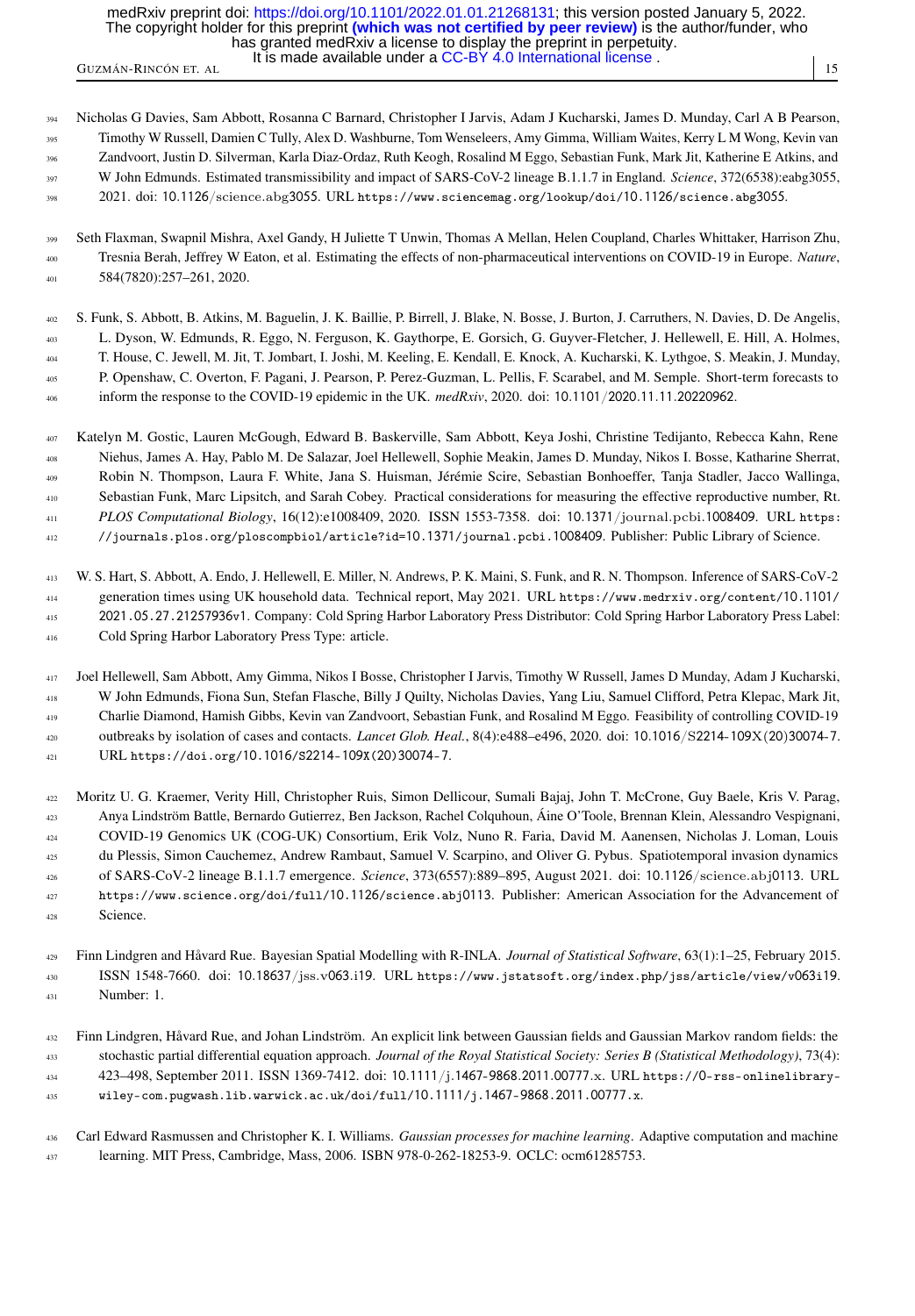Nicholas G Davies, Sam Abbott, Rosanna C Barnard, Christopher I Jarvis, Adam J Kucharski, James D. Munday, Carl A B Pearson, Timothy W Russell, Damien C Tully, Alex D. Washburne, Tom Wenseleers, Amy Gimma, William Waites, Kerry L M Wong, Kevin van Zandvoort, Justin D. Silverman, Karla Diaz-Ordaz, Ruth Keogh, Rosalind M Eggo, Sebastian Funk, Mark Jit, Katherine E Atkins, and W John Edmunds. Estimated transmissibility and impact of SARS-CoV-2 lineage B.1.1.7 in England. *Science*, 372(6538):eabg3055, 2021. doi: 10.1126/science.abg3055. URL https://www.sciencemag.org/lookup/doi/10.1126/science.abg3055.

Seth Flaxman, Swapnil Mishra, Axel Gandy, H Juliette T Unwin, Thomas A Mellan, Helen Coupland, Charles Whittaker, Harrison Zhu, Tresnia Berah, Jeffrey W Eaton, et al. Estimating the effects of non-pharmaceutical interventions on COVID-19 in Europe. *Nature*, 584(7820):257–261, 2020.

S. Funk, S. Abbott, B. Atkins, M. Baguelin, J. K. Baillie, P. Birrell, J. Blake, N. Bosse, J. Burton, J. Carruthers, N. Davies, D. De Angelis, L. Dyson, W. Edmunds, R. Eggo, N. Ferguson, K. Gaythorpe, E. Gorsich, G. Guyver-Fletcher, J. Hellewell, E. Hill, A. Holmes, T. House, C. Jewell, M. Jit, T. Jombart, I. Joshi, M. Keeling, E. Kendall, E. Knock, A. Kucharski, K. Lythgoe, S. Meakin, J. Munday, P. Openshaw, C. Overton, F. Pagani, J. Pearson, P. Perez-Guzman, L. Pellis, F. Scarabel, and M. Semple. Short-term forecasts to inform the response to the COVID-19 epidemic in the UK. *medRxiv*, 2020. doi: 10.1101/2020.11.11.20220962.

Katelyn M. Gostic, Lauren McGough, Edward B. Baskerville, Sam Abbott, Keya Joshi, Christine Tedijanto, Rebecca Kahn, Rene Niehus, James A. Hay, Pablo M. De Salazar, Joel Hellewell, Sophie Meakin, James D. Munday, Nikos I. Bosse, Katharine Sherrat, Robin N. Thompson, Laura F. White, Jana S. Huisman, Jérémie Scire, Sebastian Bonhoeffer, Tanja Stadler, Jacco Wallinga, Sebastian Funk, Marc Lipsitch, and Sarah Cobey. Practical considerations for measuring the effective reproductive number, Rt. *PLOS Computational Biology*, 16(12):e1008409, 2020. ISSN 1553-7358. doi: 10.1371/journal.pcbi.1008409. URL https://journals.plos.org/ploscompbiol/article?id=10.1371/journal.pcbi.1008409. Publisher: Public Library of Science.

W. S. Hart, S. Abbott, A. Endo, J. Hellewell, E. Miller, N. Andrews, P. K. Maini, S. Funk, and R. N. Thompson. Inference of SARS-CoV-2 generation times using UK household data. Technical report, May 2021. URL https://www.medrxiv.org/content/10.1101/2021.05.27.21257936v1. Company: Cold Spring Harbor Laboratory Press Distributor: Cold Spring Harbor Laboratory Press Label: Cold Spring Harbor Laboratory Press Type: article.

Joel Hellewell, Sam Abbott, Amy Gimma, Nikos I Bosse, Christopher I Jarvis, Timothy W Russell, James D Munday, Adam J Kucharski, W John Edmunds, Fiona Sun, Stefan Flasche, Billy J Quilty, Nicholas Davies, Yang Liu, Samuel Clifford, Petra Klepac, Mark Jit, Charlie Diamond, Hamish Gibbs, Kevin van Zandvoort, Sebastian Funk, and Rosalind M Eggo. Feasibility of controlling COVID-19 outbreaks by isolation of cases and contacts. *Lancet Glob. Heal.*, 8(4):e488–e496, 2020. doi: 10.1016/S2214-109X(20)30074-7. URL https://doi.org/10.1016/S2214-109X(20)30074-7.

Moritz U. G. Kraemer, Verity Hill, Christopher Ruis, Simon Dellicour, Sumali Bajaj, John T. McCrone, Guy Baele, Kris V. Parag, Anya Lindström Battle, Bernardo Gutierrez, Ben Jackson, Rachel Colquhoun, Áine O'Toole, Brennan Klein, Alessandro Vespignani, COVID-19 Genomics UK (COG-UK) Consortium, Erik Volz, Nuno R. Faria, David M. Aanensen, Nicholas J. Loman, Louis du Plessis, Simon Cauchemez, Andrew Rambaut, Samuel V. Scarpino, and Oliver G. Pybus. Spatiotemporal invasion dynamics of SARS-CoV-2 lineage B.1.1.7 emergence. *Science*, 373(6557):889–895, August 2021. doi: 10.1126/science.abj0113. URL https://www.science.org/doi/full/10.1126/science.abj0113. Publisher: American Association for the Advancement of Science.

Finn Lindgren and Håvard Rue. Bayesian Spatial Modelling with R-INLA. *Journal of Statistical Software*, 63(1):1–25, February 2015. ISSN 1548-7660. doi: 10.18637/jss.v063.i19. URL https://www.jstatsoft.org/index.php/jss/article/view/v063i19. Number: 1.

Finn Lindgren, Håvard Rue, and Johan Lindström. An explicit link between Gaussian fields and Gaussian Markov random fields: the stochastic partial differential equation approach. *Journal of the Royal Statistical Society: Series B (Statistical Methodology)*, 73(4): 423–498, September 2011. ISSN 1369-7412. doi: 10.1111/j.1467-9868.2011.00777.x. URL https://0-rss-onlinelibrary-wiley-com.pugwash.lib.warwick.ac.uk/doi/full/10.1111/j.1467-9868.2011.00777.x.

Carl Edward Rasmussen and Christopher K. I. Williams. *Gaussian processes for machine learning*. Adaptive computation and machine learning. MIT Press, Cambridge, Mass, 2006. ISBN 978-0-262-18253-9. OCLC: ocm61285753.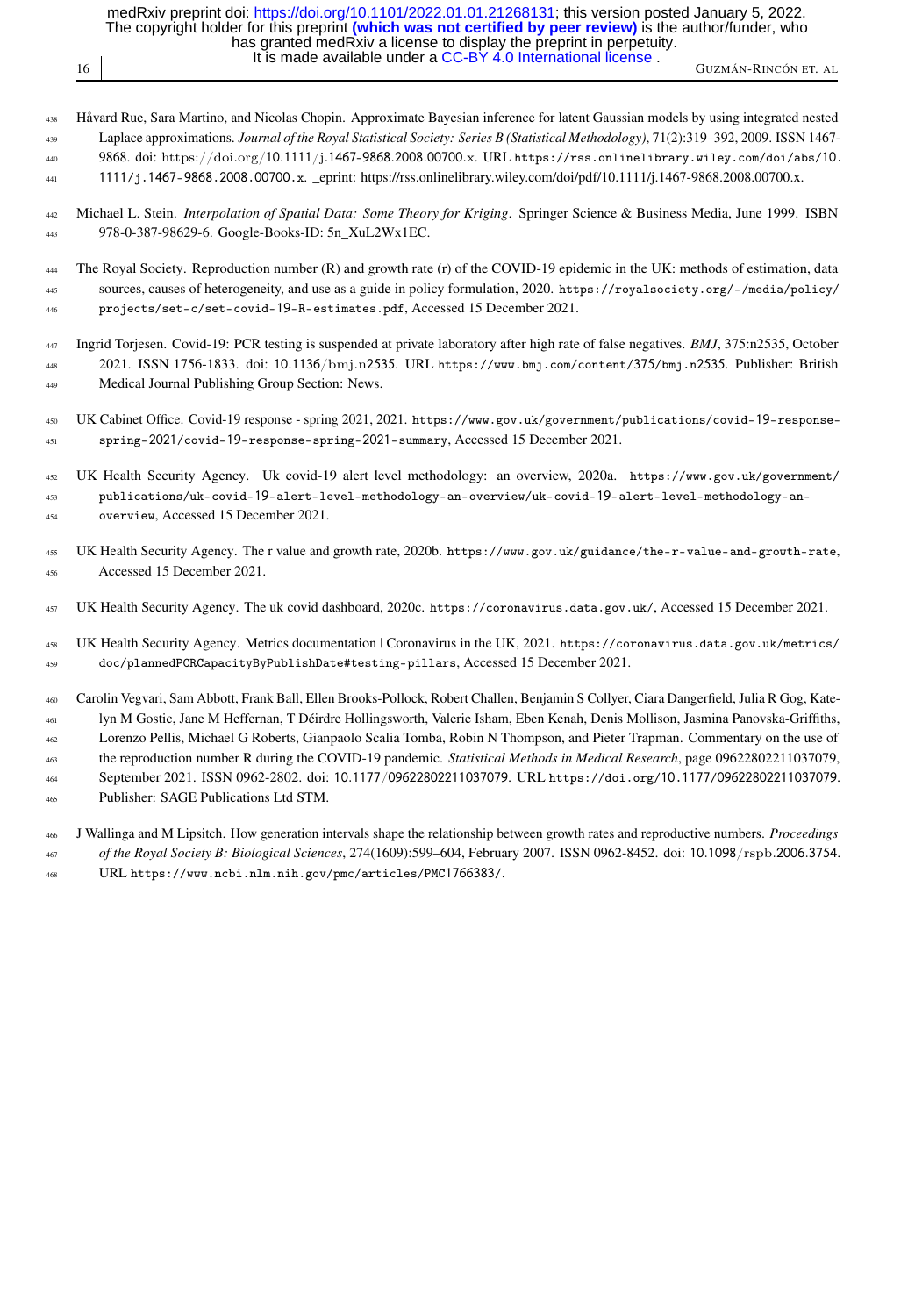Håvard Rue, Sara Martino, and Nicolas Chopin. Approximate Bayesian inference for latent Gaussian models by using integrated nested Laplace approximations. *Journal of the Royal Statistical Society: Series B (Statistical Methodology)*, 71(2):319–392, 2009. ISSN 1467-9868. doi: https://doi.org/10.1111/j.1467-9868.2008.00700.x. URL https://rss.onlinelibrary.wiley.com/doi/abs/10.1111/j.1467-9868.2008.00700.x. _eprint: https://rss.onlinelibrary.wiley.com/doi/pdf/10.1111/j.1467-9868.2008.00700.x.

Michael L. Stein. *Interpolation of Spatial Data: Some Theory for Kriging*. Springer Science & Business Media, June 1999. ISBN 978-0-387-98629-6. Google-Books-ID: 5n_XuL2Wx1EC.

The Royal Society. Reproduction number (R) and growth rate (r) of the COVID-19 epidemic in the UK: methods of estimation, data sources, causes of heterogeneity, and use as a guide in policy formulation, 2020. https://royalsociety.org/-/media/policy/projects/set-c/set-covid-19-R-estimates.pdf, Accessed 15 December 2021.

Ingrid Torjesen. Covid-19: PCR testing is suspended at private laboratory after high rate of false negatives. *BMJ*, 375:n2535, October 2021. ISSN 1756-1833. doi: 10.1136/bmj.n2535. URL https://www.bmj.com/content/375/bmj.n2535. Publisher: British Medical Journal Publishing Group Section: News.

UK Cabinet Office. Covid-19 response - spring 2021, 2021. https://www.gov.uk/government/publications/covid-19-response-spring-2021/covid-19-response-spring-2021-summary, Accessed 15 December 2021.

UK Health Security Agency. Uk covid-19 alert level methodology: an overview, 2020a. https://www.gov.uk/government/publications/uk-covid-19-alert-level-methodology-an-overview/uk-covid-19-alert-level-methodology-an-overview, Accessed 15 December 2021.

UK Health Security Agency. The r value and growth rate, 2020b. https://www.gov.uk/guidance/the-r-value-and-growth-rate, Accessed 15 December 2021.

UK Health Security Agency. The uk covid dashboard, 2020c. https://coronavirus.data.gov.uk/, Accessed 15 December 2021.

UK Health Security Agency. Metrics documentation | Coronavirus in the UK, 2021. https://coronavirus.data.gov.uk/metrics/doc/plannedPCRCapacityByPublishDate#testing-pillars, Accessed 15 December 2021.

Carolin Vegvari, Sam Abbott, Frank Ball, Ellen Brooks-Pollock, Robert Challen, Benjamin S Collyer, Ciara Dangerfield, Julia R Gog, Katelyn M Gostic, Jane M Heffernan, T Déirdre Hollingsworth, Valerie Isham, Eben Kenah, Denis Mollison, Jasmina Panovska-Griffiths, Lorenzo Pellis, Michael G Roberts, Gianpaolo Scalia Tomba, Robin N Thompson, and Pieter Trapman. Commentary on the use of the reproduction number R during the COVID-19 pandemic. *Statistical Methods in Medical Research*, page 09622802211037079, September 2021. ISSN 0962-2802. doi: 10.1177/09622802211037079. URL https://doi.org/10.1177/09622802211037079. Publisher: SAGE Publications Ltd STM.

J Wallinga and M Lipsitch. How generation intervals shape the relationship between growth rates and reproductive numbers. *Proceedings of the Royal Society B: Biological Sciences*, 274(1609):599–604, February 2007. ISSN 0962-8452. doi: 10.1098/rspb.2006.3754. URL https://www.ncbi.nlm.nih.gov/pmc/articles/PMC1766383/.